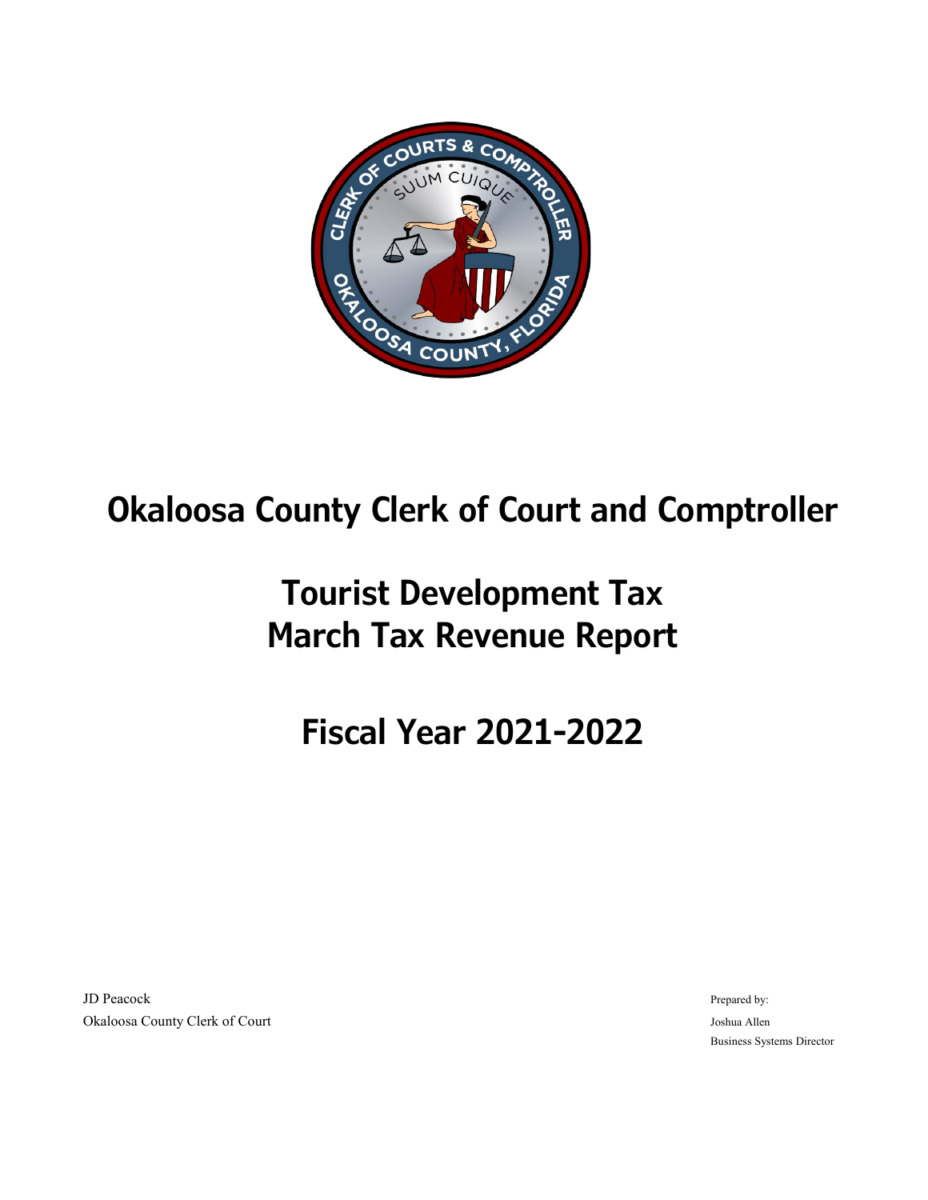# Okaloosa County Clerk of Court and Comptroller

# Tourist Development Tax
# March Tax Revenue Report

# Fiscal Year 2021-2022

JD Peacock
Okaloosa County Clerk of Court

Prepared by:
Joshua Allen
Business Systems Director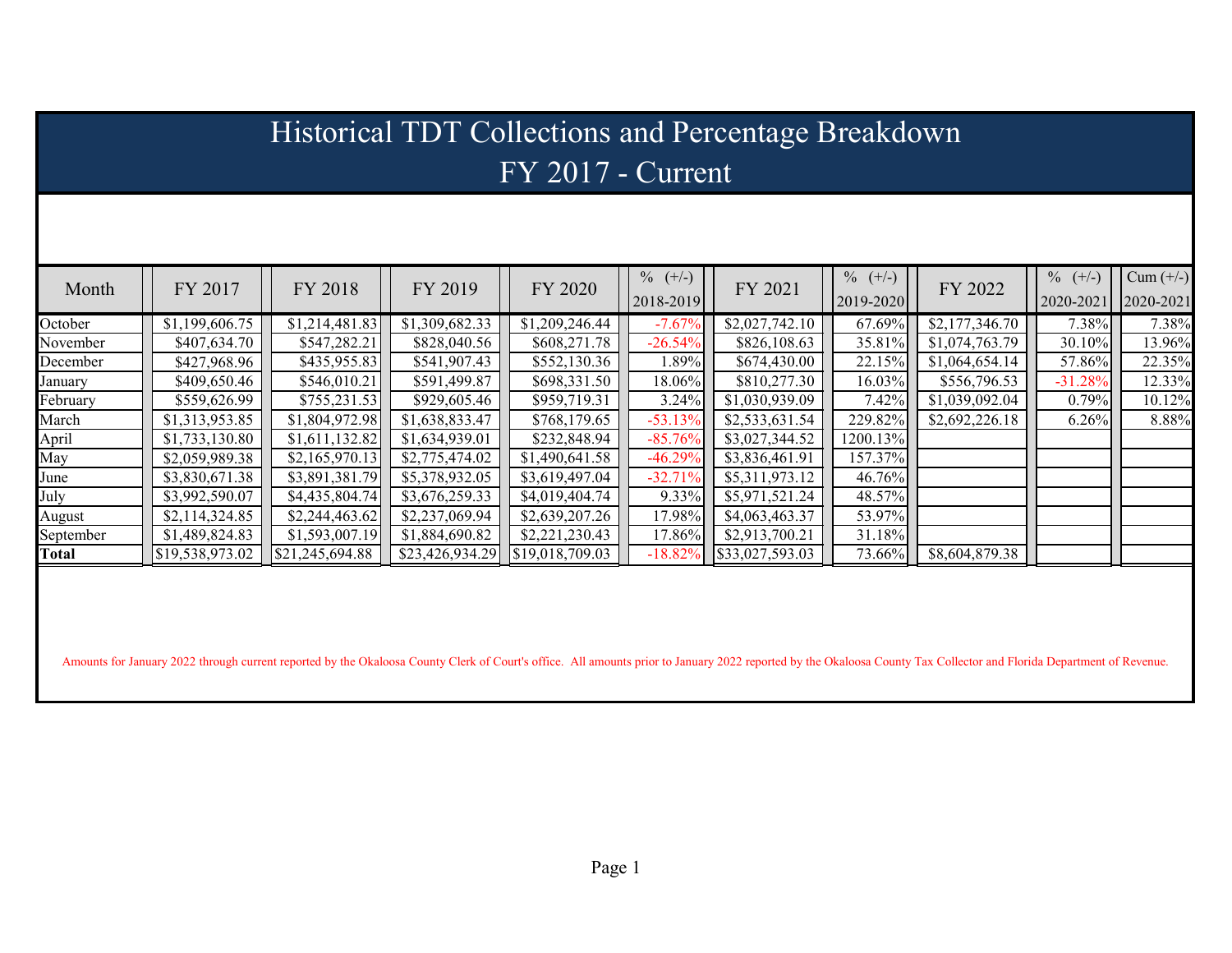# Historical TDT Collections and Percentage Breakdown

## FY 2017 - Current

| Month | FY 2017 | FY 2018 | FY 2019 | FY 2020 | % (+/-) 2018-2019 | FY 2021 | % (+/-) 2019-2020 | FY 2022 | % (+/-) 2020-2021 | Cum (+/-) 2020-2021 |
|---|---|---|---|---|---|---|---|---|---|---|
| October | $1,199,606.75 | $1,214,481.83 | $1,309,682.33 | $1,209,246.44 | -7.67% | $2,027,742.10 | 67.69% | $2,177,346.70 | 7.38% | 7.38% |
| November | $407,634.70 | $547,282.21 | $828,040.56 | $608,271.78 | -26.54% | $826,108.63 | 35.81% | $1,074,763.79 | 30.10% | 13.96% |
| December | $427,968.96 | $435,955.83 | $541,907.43 | $552,130.36 | 1.89% | $674,430.00 | 22.15% | $1,064,654.14 | 57.86% | 22.35% |
| January | $409,650.46 | $546,010.21 | $591,499.87 | $698,331.50 | 18.06% | $810,277.30 | 16.03% | $556,796.53 | -31.28% | 12.33% |
| February | $559,626.99 | $755,231.53 | $929,605.46 | $959,719.31 | 3.24% | $1,030,939.09 | 7.42% | $1,039,092.04 | 0.79% | 10.12% |
| March | $1,313,953.85 | $1,804,972.98 | $1,638,833.47 | $768,179.65 | -53.13% | $2,533,631.54 | 229.82% | $2,692,226.18 | 6.26% | 8.88% |
| April | $1,733,130.80 | $1,611,132.82 | $1,634,939.01 | $232,848.94 | -85.76% | $3,027,344.52 | 1200.13% | | | |
| May | $2,059,989.38 | $2,165,970.13 | $2,775,474.02 | $1,490,641.58 | -46.29% | $3,836,461.91 | 157.37% | | | |
| June | $3,830,671.38 | $3,891,381.79 | $5,378,932.05 | $3,619,497.04 | -32.71% | $5,311,973.12 | 46.76% | | | |
| July | $3,992,590.07 | $4,435,804.74 | $3,676,259.33 | $4,019,404.74 | 9.33% | $5,971,521.24 | 48.57% | | | |
| August | $2,114,324.85 | $2,244,463.62 | $2,237,069.94 | $2,639,207.26 | 17.98% | $4,063,463.37 | 53.97% | | | |
| September | $1,489,824.83 | $1,593,007.19 | $1,884,690.82 | $2,221,230.43 | 17.86% | $2,913,700.21 | 31.18% | | | |
| **Total** | $19,538,973.02 | $21,245,694.88 | $23,426,934.29 | $19,018,709.03 | -18.82% | $33,027,593.03 | 73.66% | $8,604,879.38 | | |

Amounts for January 2022 through current reported by the Okaloosa County Clerk of Court's office. All amounts prior to January 2022 reported by the Okaloosa County Tax Collector and Florida Department of Revenue.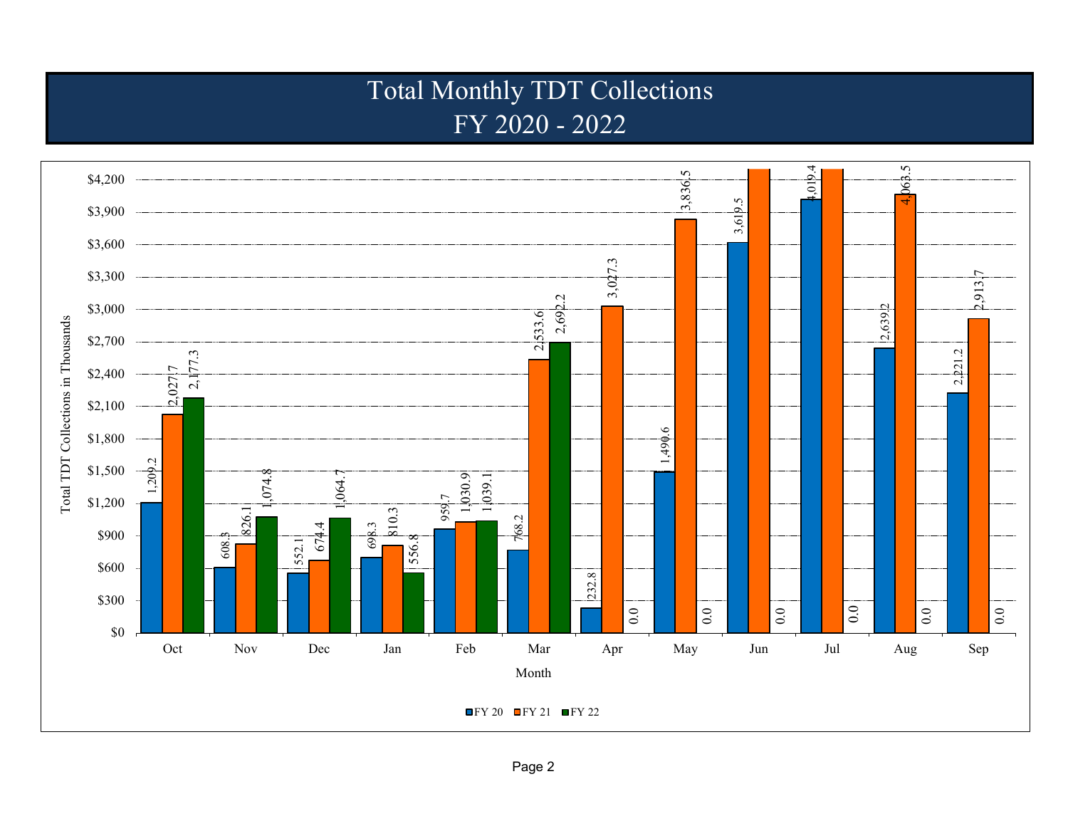# Total Monthly TDT Collections
## FY 2020 - 2022

Total TDT Collections in Thousands (values labeled on the chart; the FY 21 values for Jun and Jul extend beyond the top of the chart and are not shown)

| Month | FY 20 | FY 21 | FY 22 |
|---|---|---|---|
| Oct | 1,209.2 | 2,027.7 | 2,177.3 |
| Nov | 608.3 | 826.1 | 1,074.8 |
| Dec | 552.1 | 674.4 | 1,064.7 |
| Jan | 698.3 | 810.3 | 556.8 |
| Feb | 959.7 | 1,030.9 | 1,039.1 |
| Mar | 768.2 | 2,533.6 | 2,692.2 |
| Apr | 232.8 | 3,027.3 | 0.0 |
| May | 1,490.6 | 3,836.5 | 0.0 |
| Jun | 3,619.5 | | 0.0 |
| Jul | 4,019.4 | | 0.0 |
| Aug | 2,639.2 | 4,063.5 | 0.0 |
| Sep | 2,221.2 | 2,913.7 | 0.0 |

Month

■ FY 20 ■ FY 21 ■ FY 22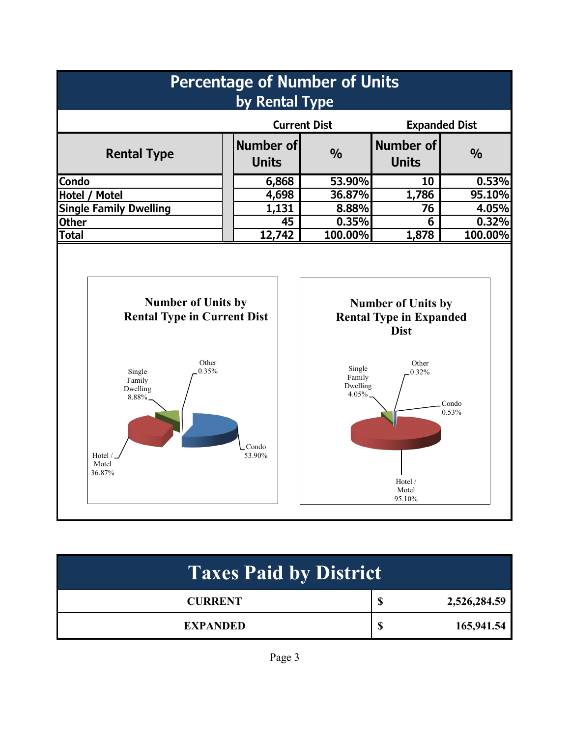# Percentage of Number of Units by Rental Type

| Rental Type | Current Dist Number of Units | Current Dist % | Expanded Dist Number of Units | Expanded Dist % |
|---|---|---|---|---|
| Condo | 6,868 | 53.90% | 10 | 0.53% |
| Hotel / Motel | 4,698 | 36.87% | 1,786 | 95.10% |
| Single Family Dwelling | 1,131 | 8.88% | 76 | 4.05% |
| Other | 45 | 0.35% | 6 | 0.32% |
| Total | 12,742 | 100.00% | 1,878 | 100.00% |

**Number of Units by Rental Type in Current Dist**

Other 0.35%
Single Family Dwelling 8.88%
Condo 53.90%
Hotel / Motel 36.87%

**Number of Units by Rental Type in Expanded Dist**

Single Family Dwelling 4.05%
Other 0.32%
Condo 0.53%
Hotel / Motel 95.10%

# Taxes Paid by District

| | | |
|---|---|---|
| CURRENT | $ | 2,526,284.59 |
| EXPANDED | $ | 165,941.54 |